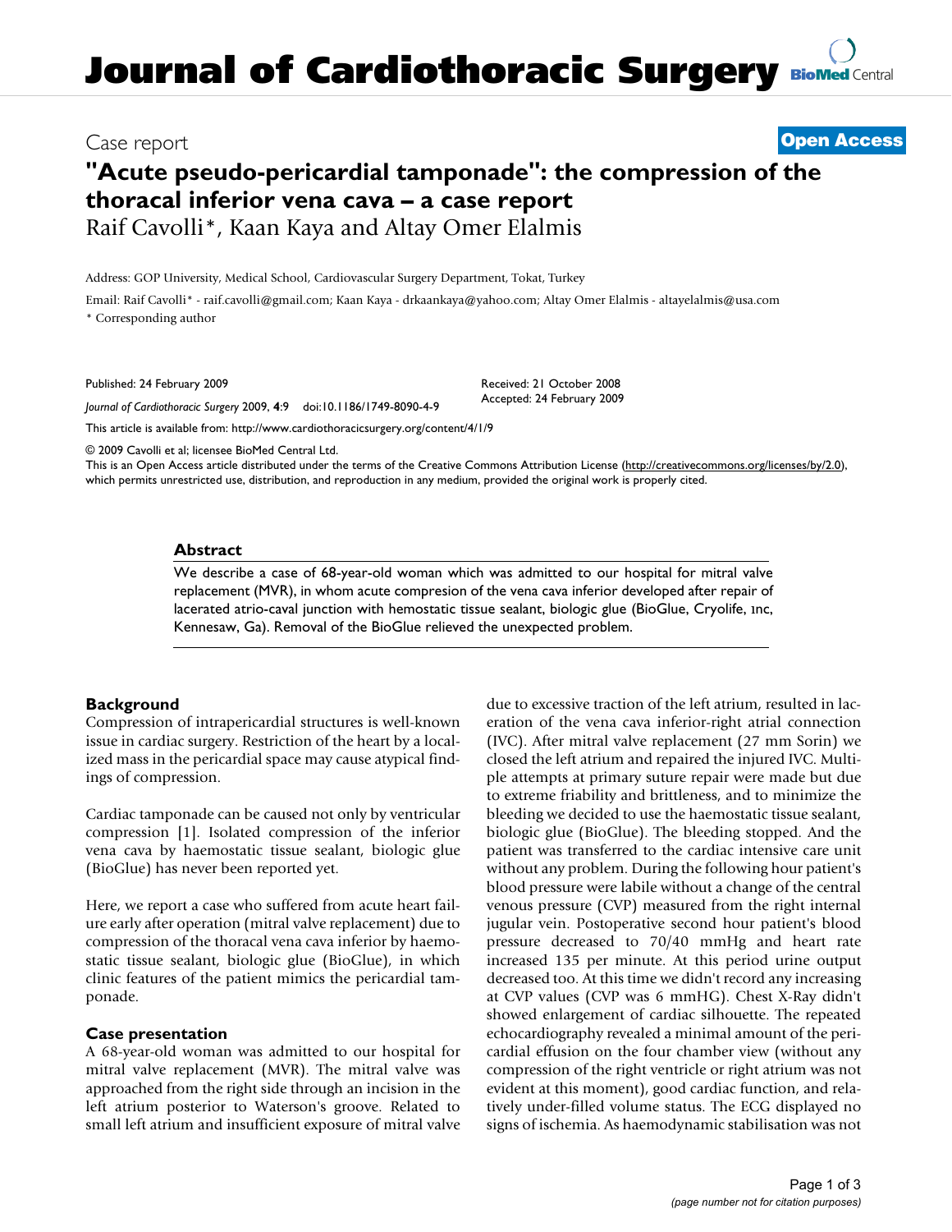# Journal of Cardiothoracic Surgery

Case report **Open Access**

## "Acute pseudo-pericardial tamponade": the compression of the thoracal inferior vena cava – a case report

Raif Cavolli*, Kaan Kaya and Altay Omer Elalmis

Address: GOP University, Medical School, Cardiovascular Surgery Department, Tokat, Turkey

Email: Raif Cavolli* - raif.cavolli@gmail.com; Kaan Kaya - drkaankaya@yahoo.com; Altay Omer Elalmis - altayelalmis@usa.com

\* Corresponding author

Published: 24 February 2009

*Journal of Cardiothoracic Surgery* 2009, **4**:9 doi:10.1186/1749-8090-4-9

Received: 21 October 2008

Accepted: 24 February 2009

This article is available from: http://www.cardiothoracicsurgery.org/content/4/1/9

© 2009 Cavolli et al; licensee BioMed Central Ltd.

This is an Open Access article distributed under the terms of the Creative Commons Attribution License (http://creativecommons.org/licenses/by/2.0), which permits unrestricted use, distribution, and reproduction in any medium, provided the original work is properly cited.

### Abstract

We describe a case of 68-year-old woman which was admitted to our hospital for mitral valve replacement (MVR), in whom acute compresion of the vena cava inferior developed after repair of lacerated atrio-caval junction with hemostatic tissue sealant, biologic glue (BioGlue, Cryolife, ınc, Kennesaw, Ga). Removal of the BioGlue relieved the unexpected problem.

### Background

Compression of intrapericardial structures is well-known issue in cardiac surgery. Restriction of the heart by a localized mass in the pericardial space may cause atypical findings of compression.

Cardiac tamponade can be caused not only by ventricular compression [1]. Isolated compression of the inferior vena cava by haemostatic tissue sealant, biologic glue (BioGlue) has never been reported yet.

Here, we report a case who suffered from acute heart failure early after operation (mitral valve replacement) due to compression of the thoracal vena cava inferior by haemostatic tissue sealant, biologic glue (BioGlue), in which clinic features of the patient mimics the pericardial tamponade.

### Case presentation

A 68-year-old woman was admitted to our hospital for mitral valve replacement (MVR). The mitral valve was approached from the right side through an incision in the left atrium posterior to Waterson's groove. Related to small left atrium and insufficient exposure of mitral valve due to excessive traction of the left atrium, resulted in laceration of the vena cava inferior-right atrial connection (IVC). After mitral valve replacement (27 mm Sorin) we closed the left atrium and repaired the injured IVC. Multiple attempts at primary suture repair were made but due to extreme friability and brittleness, and to minimize the bleeding we decided to use the haemostatic tissue sealant, biologic glue (BioGlue). The bleeding stopped. And the patient was transferred to the cardiac intensive care unit without any problem. During the following hour patient's blood pressure were labile without a change of the central venous pressure (CVP) measured from the right internal jugular vein. Postoperative second hour patient's blood pressure decreased to 70/40 mmHg and heart rate increased 135 per minute. At this period urine output decreased too. At this time we didn't record any increasing at CVP values (CVP was 6 mmHG). Chest X-Ray didn't showed enlargement of cardiac silhouette. The repeated echocardiography revealed a minimal amount of the pericardial effusion on the four chamber view (without any compression of the right ventricle or right atrium was not evident at this moment), good cardiac function, and relatively under-filled volume status. The ECG displayed no signs of ischemia. As haemodynamic stabilisation was not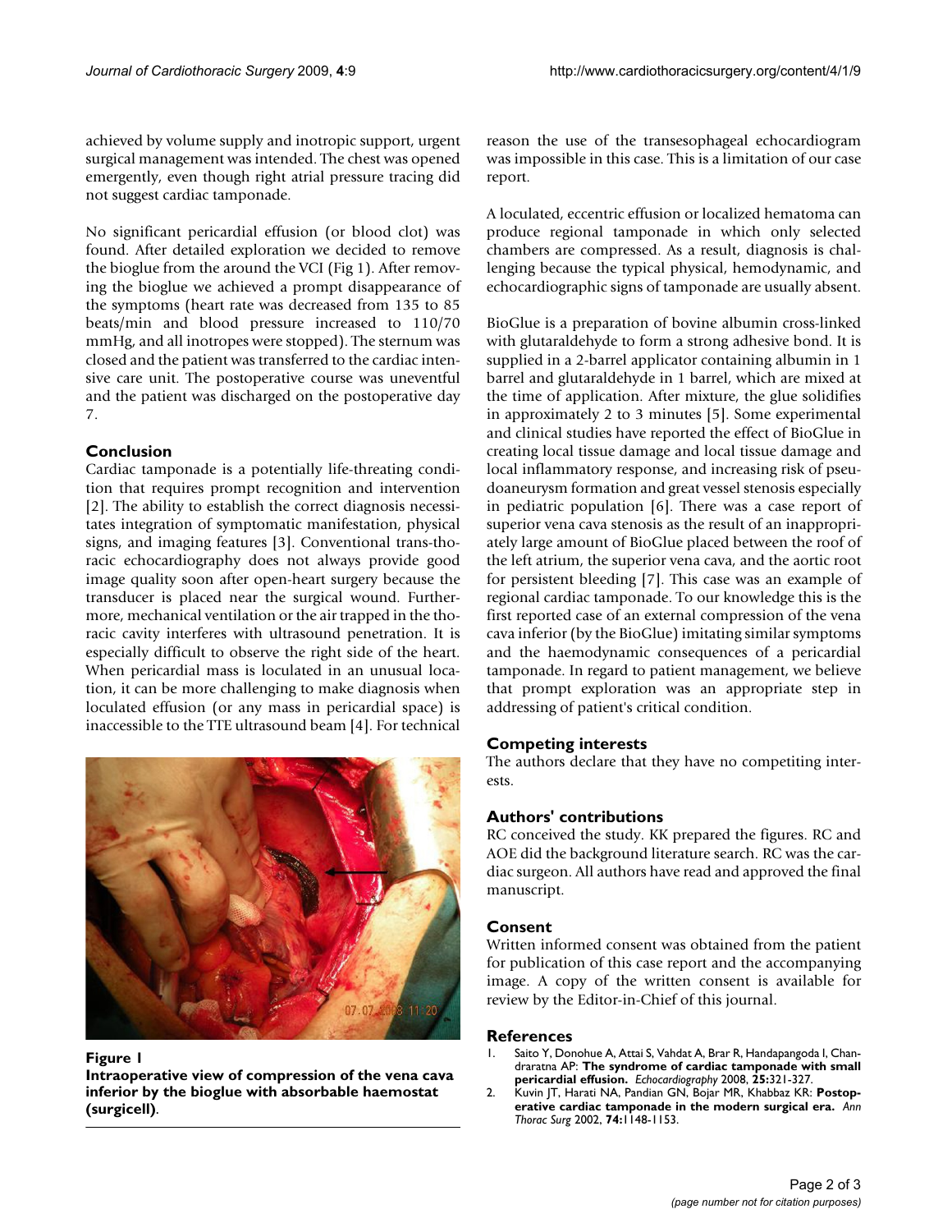achieved by volume supply and inotropic support, urgent surgical management was intended. The chest was opened emergently, even though right atrial pressure tracing did not suggest cardiac tamponade.

No significant pericardial effusion (or blood clot) was found. After detailed exploration we decided to remove the bioglue from the around the VCI (Fig 1). After removing the bioglue we achieved a prompt disappearance of the symptoms (heart rate was decreased from 135 to 85 beats/min and blood pressure increased to 110/70 mmHg, and all inotropes were stopped). The sternum was closed and the patient was transferred to the cardiac intensive care unit. The postoperative course was uneventful and the patient was discharged on the postoperative day 7.

## Conclusion

Cardiac tamponade is a potentially life-threating condition that requires prompt recognition and intervention [2]. The ability to establish the correct diagnosis necessitates integration of symptomatic manifestation, physical signs, and imaging features [3]. Conventional trans-thoracic echocardiography does not always provide good image quality soon after open-heart surgery because the transducer is placed near the surgical wound. Furthermore, mechanical ventilation or the air trapped in the thoracic cavity interferes with ultrasound penetration. It is especially difficult to observe the right side of the heart. When pericardial mass is loculated in an unusual location, it can be more challenging to make diagnosis when loculated effusion (or any mass in pericardial space) is inaccessible to the TTE ultrasound beam [4]. For technical reason the use of the transesophageal echocardiogram was impossible in this case. This is a limitation of our case report.

**Figure 1**
**Intraoperative view of compression of the vena cava inferior by the bioglue with absorbable haemostat (surgicell)**.

A loculated, eccentric effusion or localized hematoma can produce regional tamponade in which only selected chambers are compressed. As a result, diagnosis is challenging because the typical physical, hemodynamic, and echocardiographic signs of tamponade are usually absent.

BioGlue is a preparation of bovine albumin cross-linked with glutaraldehyde to form a strong adhesive bond. It is supplied in a 2-barrel applicator containing albumin in 1 barrel and glutaraldehyde in 1 barrel, which are mixed at the time of application. After mixture, the glue solidifies in approximately 2 to 3 minutes [5]. Some experimental and clinical studies have reported the effect of BioGlue in creating local tissue damage and local tissue damage and local inflammatory response, and increasing risk of pseudoaneurysm formation and great vessel stenosis especially in pediatric population [6]. There was a case report of superior vena cava stenosis as the result of an inappropriately large amount of BioGlue placed between the roof of the left atrium, the superior vena cava, and the aortic root for persistent bleeding [7]. This case was an example of regional cardiac tamponade. To our knowledge this is the first reported case of an external compression of the vena cava inferior (by the BioGlue) imitating similar symptoms and the haemodynamic consequences of a pericardial tamponade. In regard to patient management, we believe that prompt exploration was an appropriate step in addressing of patient's critical condition.

## Competing interests

The authors declare that they have no competing interests.

## Authors' contributions

RC conceived the study. KK prepared the figures. RC and AOE did the background literature search. RC was the cardiac surgeon. All authors have read and approved the final manuscript.

## Consent

Written informed consent was obtained from the patient for publication of this case report and the accompanying image. A copy of the written consent is available for review by the Editor-in-Chief of this journal.

## References

1. Saito Y, Donohue A, Attai S, Vahdat A, Brar R, Handapangoda I, Chandraratna AP: **The syndrome of cardiac tamponade with small pericardial effusion.** *Echocardiography* 2008, **25:**321-327.
2. Kuvin JT, Harati NA, Pandian GN, Bojar MR, Khabbaz KR: **Postoperative cardiac tamponade in the modern surgical era.** *Ann Thorac Surg* 2002, **74:**1148-1153.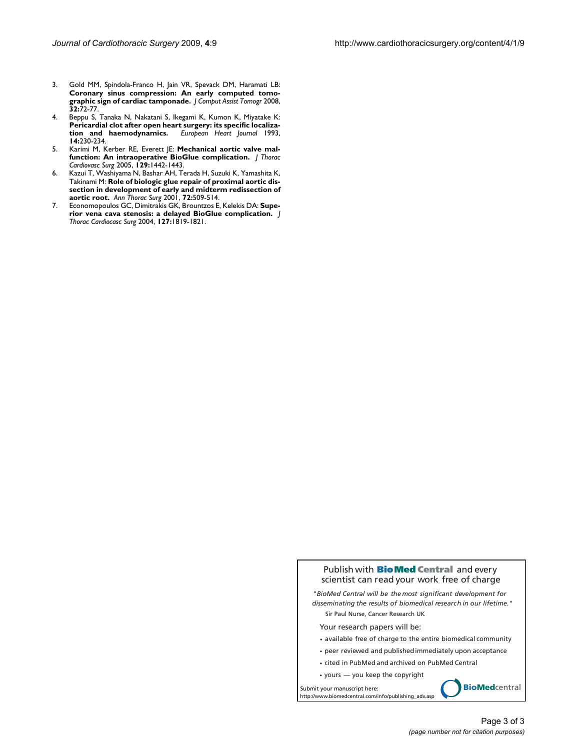3. Gold MM, Spindola-Franco H, Jain VR, Spevack DM, Haramati LB: **Coronary sinus compression: An early computed tomographic sign of cardiac tamponade.** *J Comput Assist Tomogr* 2008, **32:**72-77.
4. Beppu S, Tanaka N, Nakatani S, Ikegami K, Kumon K, Miyatake K: **Pericardial clot after open heart surgery: its specific localization and haemodynamics.** *European Heart Journal* 1993, **14:**230-234.
5. Karimi M, Kerber RE, Everett JE: **Mechanical aortic valve malfunction: An intraoperative BioGlue complication.** *J Thorac Cardiovasc Surg* 2005, **129:**1442-1443.
6. Kazui T, Washiyama N, Bashar AH, Terada H, Suzuki K, Yamashita K, Takinami M: **Role of biologic glue repair of proximal aortic dissection in development of early and midterm redissection of aortic root.** *Ann Thorac Surg* 2001, **72:**509-514.
7. Economopoulos GC, Dimitrakis GK, Brountzos E, Kelekis DA: **Superior vena cava stenosis: a delayed BioGlue complication.** *J Thorac Cardiocasc Surg* 2004, **127:**1819-1821.

Publish with **BioMed Central** and every scientist can read your work free of charge

*"BioMed Central will be the most significant development for disseminating the results of biomedical research in our lifetime."*

Sir Paul Nurse, Cancer Research UK

Your research papers will be:

- available free of charge to the entire biomedical community
- peer reviewed and published immediately upon acceptance
- cited in PubMed and archived on PubMed Central
- yours — you keep the copyright

Submit your manuscript here:
http://www.biomedcentral.com/info/publishing_adv.asp

**BioMed**central